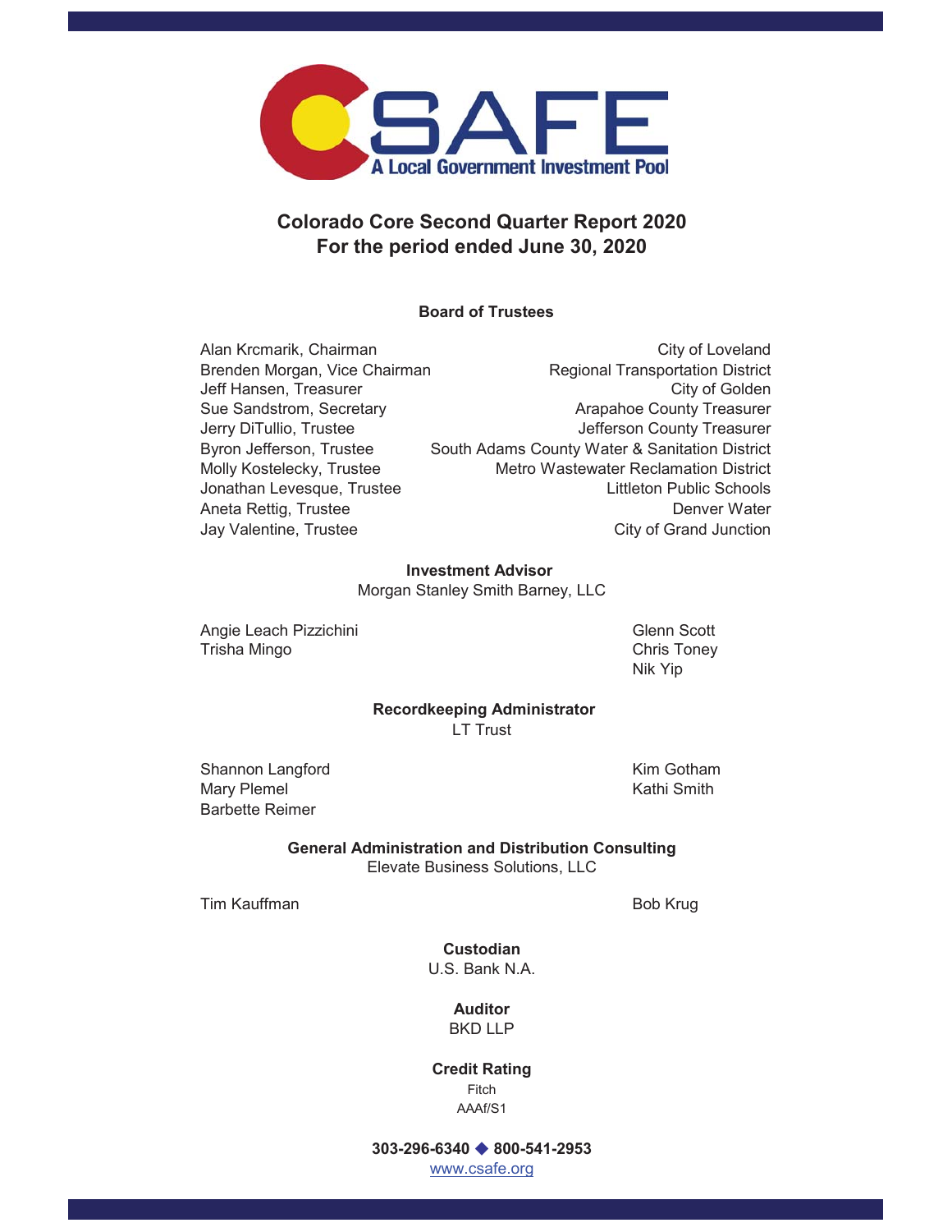CSAFE

A Local Government Investment Pool

# Colorado Core Second Quarter Report 2020
# For the period ended June 30, 2020

## Board of Trustees

| | |
|---|---|
| Alan Krcmarik, Chairman | City of Loveland |
| Brenden Morgan, Vice Chairman | Regional Transportation District |
| Jeff Hansen, Treasurer | City of Golden |
| Sue Sandstrom, Secretary | Arapahoe County Treasurer |
| Jerry DiTullio, Trustee | Jefferson County Treasurer |
| Byron Jefferson, Trustee | South Adams County Water & Sanitation District |
| Molly Kostelecky, Trustee | Metro Wastewater Reclamation District |
| Jonathan Levesque, Trustee | Littleton Public Schools |
| Aneta Rettig, Trustee | Denver Water |
| Jay Valentine, Trustee | City of Grand Junction |

## Investment Advisor
Morgan Stanley Smith Barney, LLC

Angie Leach Pizzichini
Trisha Mingo
Glenn Scott
Chris Toney
Nik Yip

## Recordkeeping Administrator
LT Trust

Shannon Langford
Mary Plemel
Barbette Reimer
Kim Gotham
Kathi Smith

## General Administration and Distribution Consulting
Elevate Business Solutions, LLC

Tim Kauffman
Bob Krug

## Custodian
U.S. Bank N.A.

## Auditor
BKD LLP

## Credit Rating
Fitch
AAAf/S1

**303-296-6340 ◆ 800-541-2953**
www.csafe.org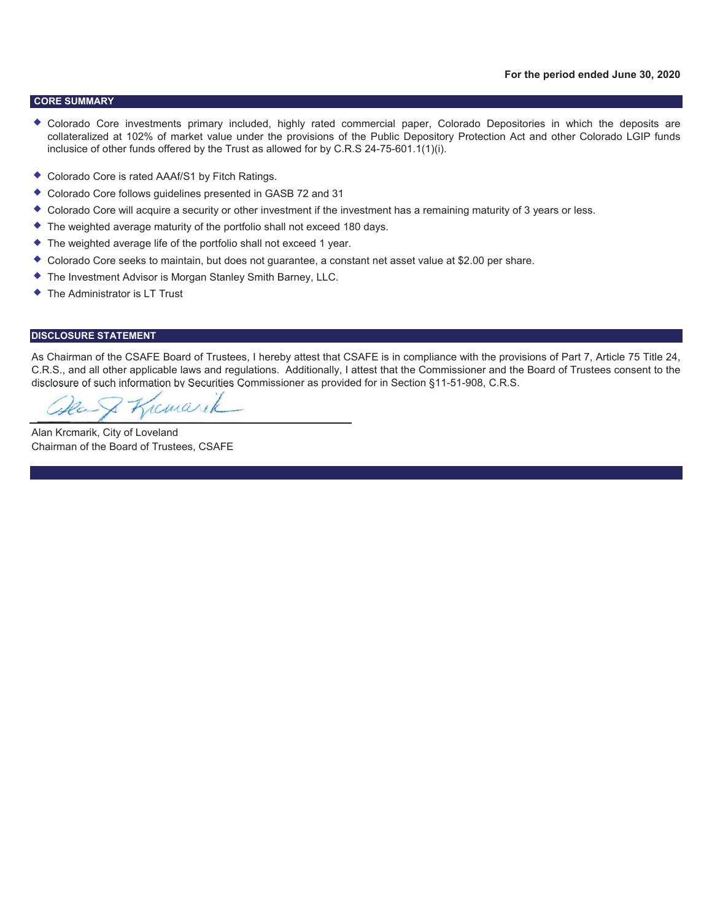**For the period ended June 30, 2020**

## CORE SUMMARY

- Colorado Core investments primary included, highly rated commercial paper, Colorado Depositories in which the deposits are collateralized at 102% of market value under the provisions of the Public Depository Protection Act and other Colorado LGIP funds inclusice of other funds offered by the Trust as allowed for by C.R.S 24-75-601.1(1)(i).
- Colorado Core is rated AAAf/S1 by Fitch Ratings.
- Colorado Core follows guidelines presented in GASB 72 and 31
- Colorado Core will acquire a security or other investment if the investment has a remaining maturity of 3 years or less.
- The weighted average maturity of the portfolio shall not exceed 180 days.
- The weighted average life of the portfolio shall not exceed 1 year.
- Colorado Core seeks to maintain, but does not guarantee, a constant net asset value at $2.00 per share.
- The Investment Advisor is Morgan Stanley Smith Barney, LLC.
- The Administrator is LT Trust

## DISCLOSURE STATEMENT

As Chairman of the CSAFE Board of Trustees, I hereby attest that CSAFE is in compliance with the provisions of Part 7, Article 75 Title 24, C.R.S., and all other applicable laws and regulations. Additionally, I attest that the Commissioner and the Board of Trustees consent to the disclosure of such information by Securities Commissioner as provided for in Section §11-51-908, C.R.S.

Alan Krcmarik, City of Loveland
Chairman of the Board of Trustees, CSAFE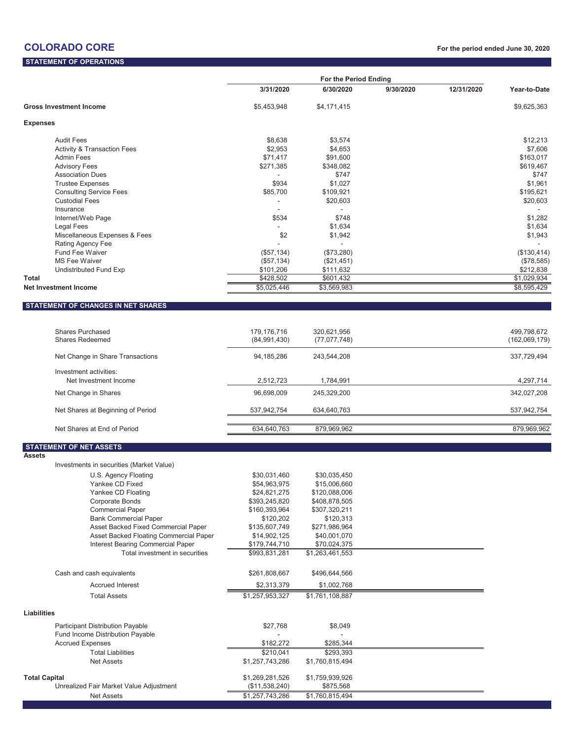## COLORADO CORE

**For the period ended June 30, 2020**

### STATEMENT OF OPERATIONS

| | 3/31/2020 | 6/30/2020 | 9/30/2020 | 12/31/2020 | Year-to-Date |
|---|---|---|---|---|---|
| | **For the Period Ending** | | | | |
| **Gross Investment Income** | $5,453,948 | $4,171,415 | | | $9,625,363 |
| **Expenses** | | | | | |
| Audit Fees | $8,638 | $3,574 | | | $12,213 |
| Activity & Transaction Fees | $2,953 | $4,653 | | | $7,606 |
| Admin Fees | $71,417 | $91,600 | | | $163,017 |
| Advisory Fees | $271,385 | $348,082 | | | $619,467 |
| Association Dues | - | $747 | | | $747 |
| Trustee Expenses | $934 | $1,027 | | | $1,961 |
| Consulting Service Fees | $85,700 | $109,921 | | | $195,621 |
| Custodial Fees | - | $20,603 | | | $20,603 |
| Insurance | - | - | | | - |
| Internet/Web Page | $534 | $748 | | | $1,282 |
| Legal Fees | - | $1,634 | | | $1,634 |
| Miscellaneous Expenses & Fees | $2 | $1,942 | | | $1,943 |
| Rating Agency Fee | - | - | | | - |
| Fund Fee Waiver | ($57,134) | ($73,280) | | | ($130,414) |
| MS Fee Waiver | ($57,134) | ($21,451) | | | ($78,585) |
| Undistributed Fund Exp | $101,206 | $111,632 | | | $212,838 |
| **Total** | $428,502 | $601,432 | | | $1,029,934 |
| **Net Investment Income** | $5,025,446 | $3,569,983 | | | $8,595,429 |

### STATEMENT OF CHANGES IN NET SHARES

| | 3/31/2020 | 6/30/2020 | 9/30/2020 | 12/31/2020 | Year-to-Date |
|---|---|---|---|---|---|
| Shares Purchased | 179,176,716 | 320,621,956 | | | 499,798,672 |
| Shares Redeemed | (84,991,430) | (77,077,748) | | | (162,069,179) |
| Net Change in Share Transactions | 94,185,286 | 243,544,208 | | | 337,729,494 |
| Investment activities: | | | | | |
| Net Investment Income | 2,512,723 | 1,784,991 | | | 4,297,714 |
| Net Change in Shares | 96,698,009 | 245,329,200 | | | 342,027,208 |
| Net Shares at Beginning of Period | 537,942,754 | 634,640,763 | | | 537,942,754 |
| Net Shares at End of Period | 634,640,763 | 879,969,962 | | | 879,969,962 |

### STATEMENT OF NET ASSETS

| | 3/31/2020 | 6/30/2020 | 9/30/2020 | 12/31/2020 |
|---|---|---|---|---|
| **Assets** | | | | |
| Investments in securities (Market Value) | | | | |
| U.S. Agency Floating | $30,031,460 | $30,035,450 | | |
| Yankee CD Fixed | $54,963,975 | $15,006,660 | | |
| Yankee CD Floating | $24,821,275 | $120,088,006 | | |
| Corporate Bonds | $393,245,820 | $408,878,505 | | |
| Commercial Paper | $160,393,964 | $307,320,211 | | |
| Bank Commercial Paper | $120,202 | $120,313 | | |
| Asset Backed Fixed Commercial Paper | $135,607,749 | $271,986,964 | | |
| Asset Backed Floating Commercial Paper | $14,902,125 | $40,001,070 | | |
| Interest Bearing Commercial Paper | $179,744,710 | $70,024,375 | | |
| Total investment in securities | $993,831,281 | $1,263,461,553 | | |
| Cash and cash equivalents | $261,808,667 | $496,644,566 | | |
| Accrued Interest | $2,313,379 | $1,002,768 | | |
| Total Assets | $1,257,953,327 | $1,761,108,887 | | |
| **Liabilities** | | | | |
| Participant Distribution Payable | $27,768 | $8,049 | | |
| Fund Income Distribution Payable | - | - | | |
| Accrued Expenses | $182,272 | $285,344 | | |
| Total Liabilities | $210,041 | $293,393 | | |
| Net Assets | $1,257,743,286 | $1,760,815,494 | | |
| **Total Capital** | $1,269,281,526 | $1,759,939,926 | | |
| Unrealized Fair Market Value Adjustment | ($11,538,240) | $875,568 | | |
| Net Assets | $1,257,743,286 | $1,760,815,494 | | |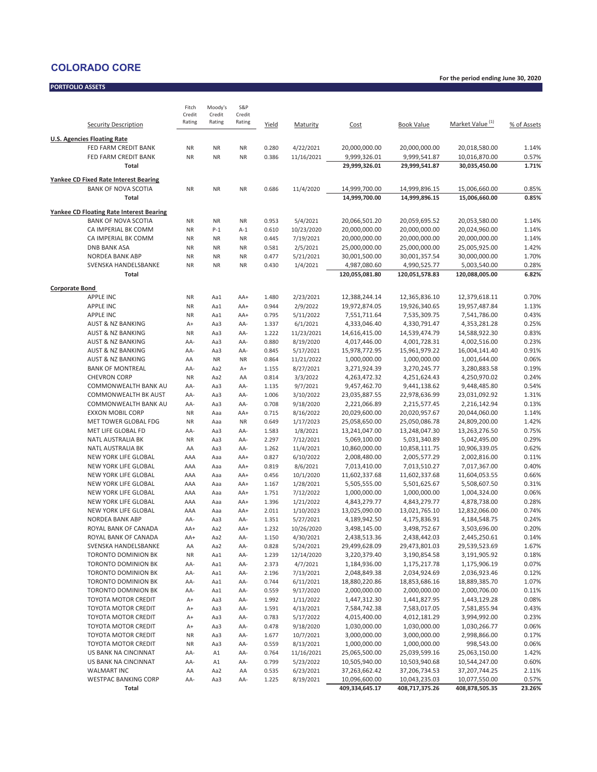## COLORADO CORE

**For the period ending June 30, 2020**

**PORTFOLIO ASSETS**

| Security Description | Fitch Credit Rating | Moody's Credit Rating | S&P Credit Rating | Yield | Maturity | Cost | Book Value | Market Value [1] | % of Assets |
|---|---|---|---|---|---|---|---|---|---|
| **U.S. Agencies Floating Rate** | | | | | | | | | |
| FED FARM CREDIT BANK | NR | NR | NR | 0.280 | 4/22/2021 | 20,000,000.00 | 20,000,000.00 | 20,018,580.00 | 1.14% |
| FED FARM CREDIT BANK | NR | NR | NR | 0.386 | 11/16/2021 | 9,999,326.01 | 9,999,541.87 | 10,016,870.00 | 0.57% |
| **Total** | | | | | | **29,999,326.01** | **29,999,541.87** | **30,035,450.00** | **1.71%** |
| **Yankee CD Fixed Rate Interest Bearing** | | | | | | | | | |
| BANK OF NOVA SCOTIA | NR | NR | NR | 0.686 | 11/4/2020 | 14,999,700.00 | 14,999,896.15 | 15,006,660.00 | 0.85% |
| **Total** | | | | | | **14,999,700.00** | **14,999,896.15** | **15,006,660.00** | **0.85%** |
| **Yankee CD Floating Rate Interest Bearing** | | | | | | | | | |
| BANK OF NOVA SCOTIA | NR | NR | NR | 0.953 | 5/4/2021 | 20,066,501.20 | 20,059,695.52 | 20,053,580.00 | 1.14% |
| CA IMPERIAL BK COMM | NR | P-1 | A-1 | 0.610 | 10/23/2020 | 20,000,000.00 | 20,000,000.00 | 20,024,960.00 | 1.14% |
| CA IMPERIAL BK COMM | NR | NR | NR | 0.445 | 7/19/2021 | 20,000,000.00 | 20,000,000.00 | 20,000,000.00 | 1.14% |
| DNB BANK ASA | NR | NR | NR | 0.581 | 2/5/2021 | 25,000,000.00 | 25,000,000.00 | 25,005,925.00 | 1.42% |
| NORDEA BANK ABP | NR | NR | NR | 0.477 | 5/21/2021 | 30,001,500.00 | 30,001,357.54 | 30,000,000.00 | 1.70% |
| SVENSKA HANDELSBANKE | NR | NR | NR | 0.430 | 1/4/2021 | 4,987,080.60 | 4,990,525.77 | 5,003,540.00 | 0.28% |
| **Total** | | | | | | **120,055,081.80** | **120,051,578.83** | **120,088,005.00** | **6.82%** |
| **Corporate Bond** | | | | | | | | | |
| APPLE INC | NR | Aa1 | AA+ | 1.480 | 2/23/2021 | 12,388,244.14 | 12,365,836.10 | 12,379,618.11 | 0.70% |
| APPLE INC | NR | Aa1 | AA+ | 0.944 | 2/9/2022 | 19,972,874.05 | 19,926,340.65 | 19,957,487.84 | 1.13% |
| APPLE INC | NR | Aa1 | AA+ | 0.795 | 5/11/2022 | 7,551,711.64 | 7,535,309.75 | 7,541,786.00 | 0.43% |
| AUST & NZ BANKING | A+ | Aa3 | AA- | 1.337 | 6/1/2021 | 4,333,046.40 | 4,330,791.47 | 4,353,281.28 | 0.25% |
| AUST & NZ BANKING | NR | Aa3 | AA- | 1.222 | 11/23/2021 | 14,616,415.00 | 14,539,474.79 | 14,588,922.30 | 0.83% |
| AUST & NZ BANKING | AA- | Aa3 | AA- | 0.880 | 8/19/2020 | 4,017,446.00 | 4,001,728.31 | 4,002,516.00 | 0.23% |
| AUST & NZ BANKING | AA- | Aa3 | AA- | 0.845 | 5/17/2021 | 15,978,772.95 | 15,961,979.22 | 16,004,141.40 | 0.91% |
| AUST & NZ BANKING | AA | NR | NR | 0.864 | 11/21/2022 | 1,000,000.00 | 1,000,000.00 | 1,001,644.00 | 0.06% |
| BANK OF MONTREAL | AA- | Aa2 | A+ | 1.155 | 8/27/2021 | 3,271,924.39 | 3,270,245.77 | 3,280,883.58 | 0.19% |
| CHEVRON CORP | NR | Aa2 | AA | 0.814 | 3/3/2022 | 4,263,472.32 | 4,251,624.43 | 4,250,970.02 | 0.24% |
| COMMONWEALTH BANK AU | AA- | Aa3 | AA- | 1.135 | 9/7/2021 | 9,457,462.70 | 9,441,138.62 | 9,448,485.80 | 0.54% |
| COMMONWEALTH BK AUST | AA- | Aa3 | AA- | 1.006 | 3/10/2022 | 23,035,887.55 | 22,978,636.99 | 23,031,092.92 | 1.31% |
| COMMONWEALTH BANK AU | AA- | Aa3 | AA- | 0.708 | 9/18/2020 | 2,221,066.89 | 2,215,577.45 | 2,216,142.94 | 0.13% |
| EXXON MOBIL CORP | NR | Aaa | AA+ | 0.715 | 8/16/2022 | 20,029,600.00 | 20,020,957.67 | 20,044,060.00 | 1.14% |
| MET TOWER GLOBAL FDG | NR | Aaa | NR | 0.649 | 1/17/2023 | 25,058,650.00 | 25,050,086.78 | 24,809,200.00 | 1.42% |
| MET LIFE GLOBAL FD | AA- | Aa3 | AA- | 1.583 | 1/8/2021 | 13,241,047.00 | 13,248,047.30 | 13,263,276.50 | 0.75% |
| NATL AUSTRALIA BK | NR | Aa3 | AA- | 2.297 | 7/12/2021 | 5,069,100.00 | 5,031,340.89 | 5,042,495.00 | 0.29% |
| NATL AUSTRALIA BK | AA | Aa3 | AA- | 1.262 | 11/4/2021 | 10,860,000.00 | 10,858,111.75 | 10,906,339.05 | 0.62% |
| NEW YORK LIFE GLOBAL | AAA | Aaa | AA+ | 0.827 | 6/10/2022 | 2,008,480.00 | 2,005,577.29 | 2,002,816.00 | 0.11% |
| NEW YORK LIFE GLOBAL | AAA | Aaa | AA+ | 0.819 | 8/6/2021 | 7,013,410.00 | 7,013,510.27 | 7,017,367.00 | 0.40% |
| NEW YORK LIFE GLOBAL | AAA | Aaa | AA+ | 0.456 | 10/1/2020 | 11,602,337.68 | 11,602,337.68 | 11,604,053.55 | 0.66% |
| NEW YORK LIFE GLOBAL | AAA | Aaa | AA+ | 1.167 | 1/28/2021 | 5,505,555.00 | 5,501,625.67 | 5,508,607.50 | 0.31% |
| NEW YORK LIFE GLOBAL | AAA | Aaa | AA+ | 1.751 | 7/12/2022 | 1,000,000.00 | 1,000,000.00 | 1,004,324.00 | 0.06% |
| NEW YORK LIFE GLOBAL | AAA | Aaa | AA+ | 1.396 | 1/21/2022 | 4,843,279.77 | 4,843,279.77 | 4,878,738.00 | 0.28% |
| NEW YORK LIFE GLOBAL | AAA | Aaa | AA+ | 2.011 | 1/10/2023 | 13,025,090.00 | 13,021,765.10 | 12,832,066.00 | 0.74% |
| NORDEA BANK ABP | AA- | Aa3 | AA- | 1.351 | 5/27/2021 | 4,189,942.50 | 4,175,836.91 | 4,184,548.75 | 0.24% |
| ROYAL BANK OF CANADA | AA+ | Aa2 | AA+ | 1.232 | 10/26/2020 | 3,498,145.00 | 3,498,752.67 | 3,503,696.00 | 0.20% |
| ROYAL BANK OF CANADA | AA+ | Aa2 | AA- | 1.150 | 4/30/2021 | 2,438,513.36 | 2,438,442.03 | 2,445,250.61 | 0.14% |
| SVENSKA HANDELSBANKE | AA | Aa2 | AA- | 0.828 | 5/24/2021 | 29,499,628.09 | 29,473,801.03 | 29,539,523.69 | 1.67% |
| TORONTO DOMINION BK | NR | Aa1 | AA- | 1.239 | 12/14/2020 | 3,220,379.40 | 3,190,854.58 | 3,191,905.92 | 0.18% |
| TORONTO DOMINION BK | AA- | Aa1 | AA- | 2.373 | 4/7/2021 | 1,184,936.00 | 1,175,217.78 | 1,175,906.19 | 0.07% |
| TORONTO DOMINION BK | AA- | Aa1 | AA- | 2.196 | 7/13/2021 | 2,048,849.38 | 2,034,924.69 | 2,036,923.46 | 0.12% |
| TORONTO DOMINION BK | AA- | Aa1 | AA- | 0.744 | 6/11/2021 | 18,880,220.86 | 18,853,686.16 | 18,889,385.70 | 1.07% |
| TORONTO DOMINION BK | AA- | Aa1 | AA- | 0.559 | 9/17/2020 | 2,000,000.00 | 2,000,000.00 | 2,000,706.00 | 0.11% |
| TOYOTA MOTOR CREDIT | A+ | Aa3 | AA- | 1.992 | 1/11/2022 | 1,447,312.30 | 1,441,827.95 | 1,443,129.28 | 0.08% |
| TOYOTA MOTOR CREDIT | A+ | Aa3 | AA- | 1.591 | 4/13/2021 | 7,584,742.38 | 7,583,017.05 | 7,581,855.94 | 0.43% |
| TOYOTA MOTOR CREDIT | A+ | Aa3 | AA- | 0.783 | 5/17/2022 | 4,015,400.00 | 4,012,181.29 | 3,994,992.00 | 0.23% |
| TOYOTA MOTOR CREDIT | A+ | Aa3 | AA- | 0.478 | 9/18/2020 | 1,030,000.00 | 1,030,000.00 | 1,030,266.77 | 0.06% |
| TOYOTA MOTOR CREDIT | NR | Aa3 | AA- | 1.677 | 10/7/2021 | 3,000,000.00 | 3,000,000.00 | 2,998,866.00 | 0.17% |
| TOYOTA MOTOR CREDIT | NR | Aa3 | AA- | 0.559 | 8/13/2021 | 1,000,000.00 | 1,000,000.00 | 998,543.00 | 0.06% |
| US BANK NA CINCINNAT | AA- | A1 | AA- | 0.764 | 11/16/2021 | 25,065,500.00 | 25,039,599.16 | 25,063,150.00 | 1.42% |
| US BANK NA CINCINNAT | AA- | A1 | AA- | 0.799 | 5/23/2022 | 10,505,940.00 | 10,503,940.68 | 10,544,247.00 | 0.60% |
| WALMART INC | AA | Aa2 | AA | 0.535 | 6/23/2021 | 37,263,662.42 | 37,206,734.53 | 37,207,744.25 | 2.11% |
| WESTPAC BANKING CORP | AA- | Aa3 | AA- | 1.225 | 8/19/2021 | 10,096,600.00 | 10,043,235.03 | 10,077,550.00 | 0.57% |
| **Total** | | | | | | **409,334,645.17** | **408,717,375.26** | **408,878,505.35** | **23.26%** |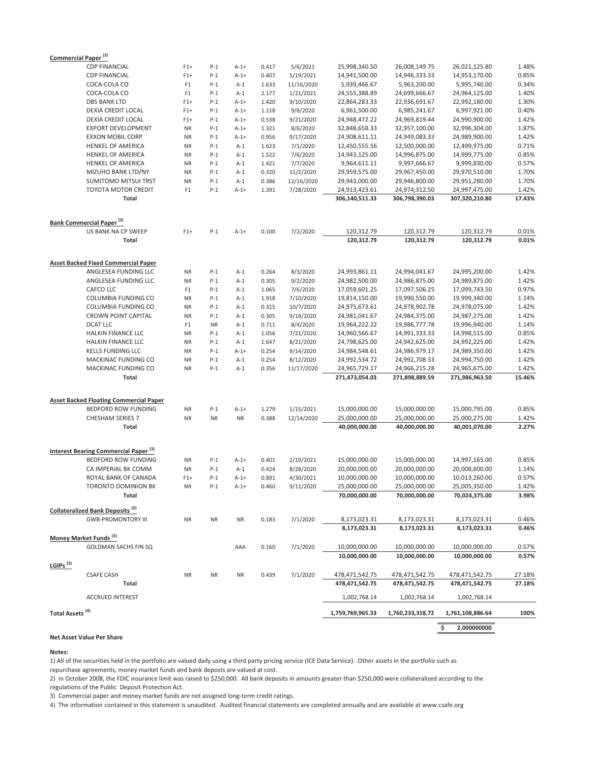| | | | | | | | | | |
|---|---|---|---|---|---|---|---|---|---|
| **Commercial Paper [3]** | | | | | | | | | |
| CDP FINANCIAL | F1+ | P-1 | A-1+ | 0.417 | 5/6/2021 | 25,998,340.50 | 26,008,149.75 | 26,021,125.80 | 1.48% |
| CDP FINANCIAL | F1+ | P-1 | A-1+ | 0.407 | 5/19/2021 | 14,941,500.00 | 14,946,333.33 | 14,953,170.00 | 0.85% |
| COCA-COLA CO | F1 | P-1 | A-1 | 1.633 | 11/16/2020 | 5,939,466.67 | 5,963,200.00 | 5,995,740.00 | 0.34% |
| COCA-COLA CO | F1 | P-1 | A-1 | 2.177 | 1/21/2021 | 24,555,388.89 | 24,699,666.67 | 24,964,125.00 | 1.40% |
| DBS BANK LTD | F1+ | P-1 | A-1+ | 1.420 | 9/10/2020 | 22,864,283.33 | 22,936,691.67 | 22,992,180.00 | 1.30% |
| DEXIA CREDIT LOCAL | F1+ | P-1 | A-1+ | 1.118 | 9/8/2020 | 6,961,500.00 | 6,985,241.67 | 6,997,921.00 | 0.40% |
| DEXIA CREDIT LOCAL | F1+ | P-1 | A-1+ | 0.538 | 9/21/2020 | 24,948,472.22 | 24,969,819.44 | 24,990,900.00 | 1.42% |
| EXPORT DEVELOPMENT | NR | P-1 | A-1+ | 1.321 | 8/6/2020 | 32,848,658.33 | 32,957,100.00 | 32,996,304.00 | 1.87% |
| EXXON MOBIL CORP | NR | P-1 | A-1+ | 0.956 | 9/17/2020 | 24,908,611.11 | 24,949,083.33 | 24,989,900.00 | 1.42% |
| HENKEL OF AMERICA | NR | P-1 | A-1 | 1.623 | 7/1/2020 | 12,450,555.56 | 12,500,000.00 | 12,499,975.00 | 0.71% |
| HENKEL OF AMERICA | NR | P-1 | A-1 | 1.522 | 7/6/2020 | 14,943,125.00 | 14,996,875.00 | 14,999,775.00 | 0.85% |
| HENKEL OF AMERICA | NR | P-1 | A-1 | 1.421 | 7/7/2020 | 9,964,611.11 | 9,997,666.67 | 9,999,830.00 | 0.57% |
| MIZUHO BANK LTD/NY | NR | P-1 | A-1 | 0.320 | 11/2/2020 | 29,959,575.00 | 29,967,450.00 | 29,970,510.00 | 1.70% |
| SUMITOMO MITSUI TRST | NR | P-1 | A-1 | 0.386 | 12/16/2020 | 29,943,000.00 | 29,946,800.00 | 29,951,280.00 | 1.70% |
| TOYOTA MOTOR CREDIT | F1 | P-1 | A-1+ | 1.391 | 7/28/2020 | 24,913,423.61 | 24,974,312.50 | 24,997,475.00 | 1.42% |
| **Total** | | | | | | **306,140,511.33** | **306,798,390.03** | **307,320,210.80** | **17.43%** |
| **Bank Commercial Paper [3]** | | | | | | | | | |
| US BANK NA CP SWEEP | F1+ | P-1 | A-1+ | 0.100 | 7/2/2020 | 120,312.79 | 120,312.79 | 120,312.79 | 0.01% |
| **Total** | | | | | | **120,312.79** | **120,312.79** | **120,312.79** | **0.01%** |
| **Asset Backed Fixed Commercial Paper** | | | | | | | | | |
| ANGLESEA FUNDING LLC | NR | P-1 | A-1 | 0.264 | 8/3/2020 | 24,993,861.11 | 24,994,041.67 | 24,995,200.00 | 1.42% |
| ANGLESEA FUNDING LLC | NR | P-1 | A-1 | 0.305 | 9/2/2020 | 24,982,500.00 | 24,986,875.00 | 24,989,875.00 | 1.42% |
| CAFCO LLC | F1 | P-1 | A-1 | 1.065 | 7/6/2020 | 17,059,601.25 | 17,097,506.25 | 17,099,743.50 | 0.97% |
| COLUMBIA FUNDING CO | NR | P-1 | A-1 | 1.918 | 7/10/2020 | 19,814,150.00 | 19,990,550.00 | 19,999,340.00 | 1.14% |
| COLUMBIA FUNDING CO | NR | P-1 | A-1 | 0.315 | 10/7/2020 | 24,975,673.61 | 24,978,902.78 | 24,978,075.00 | 1.42% |
| CROWN POINT CAPITAL | NR | P-1 | A-1 | 0.305 | 9/14/2020 | 24,981,041.67 | 24,984,375.00 | 24,987,275.00 | 1.42% |
| DCAT LLC | F1 | NR | A-1 | 0.711 | 8/4/2020 | 19,964,222.22 | 19,986,777.78 | 19,996,940.00 | 1.14% |
| HALKIN FINANCE LLC | NR | P-1 | A-1 | 1.056 | 7/21/2020 | 14,960,566.67 | 14,991,333.33 | 14,998,515.00 | 0.85% |
| HALKIN FINANCE LLC | NR | P-1 | A-1 | 1.647 | 8/21/2020 | 24,798,625.00 | 24,942,625.00 | 24,992,225.00 | 1.42% |
| KELLS FUNDING LLC | NR | P-1 | A-1+ | 0.254 | 9/14/2020 | 24,984,548.61 | 24,986,979.17 | 24,989,350.00 | 1.42% |
| MACKINAC FUNDING CO | NR | P-1 | A-1 | 0.254 | 8/12/2020 | 24,992,534.72 | 24,992,708.33 | 24,994,750.00 | 1.42% |
| MACKINAC FUNDING CO | NR | P-1 | A-1 | 0.356 | 11/17/2020 | 24,965,729.17 | 24,966,215.28 | 24,965,675.00 | 1.42% |
| **Total** | | | | | | **271,473,054.03** | **271,898,889.59** | **271,986,963.50** | **15.46%** |
| **Asset Backed Floating Commercial Paper** | | | | | | | | | |
| BEDFORD ROW FUNDING | NR | P-1 | A-1+ | 1.279 | 1/15/2021 | 15,000,000.00 | 15,000,000.00 | 15,000,795.00 | 0.85% |
| CHESHAM SERIES 7 | NR | NR | NR | 0.388 | 12/14/2020 | 25,000,000.00 | 25,000,000.00 | 25,000,275.00 | 1.42% |
| **Total** | | | | | | **40,000,000.00** | **40,000,000.00** | **40,001,070.00** | **2.27%** |
| **Interest Bearing Commercial Paper [3]** | | | | | | | | | |
| BEDFORD ROW FUNDING | NR | P-1 | A-1+ | 0.401 | 2/19/2021 | 15,000,000.00 | 15,000,000.00 | 14,997,165.00 | 0.85% |
| CA IMPERIAL BK COMM | NR | P-1 | A-1 | 0.424 | 8/28/2020 | 20,000,000.00 | 20,000,000.00 | 20,008,600.00 | 1.14% |
| ROYAL BANK OF CANADA | F1+ | P-1 | A-1+ | 0.891 | 4/30/2021 | 10,000,000.00 | 10,000,000.00 | 10,013,260.00 | 0.57% |
| TORONTO DOMINION BK | NR | P-1 | A-1+ | 0.460 | 9/11/2020 | 25,000,000.00 | 25,000,000.00 | 25,005,350.00 | 1.42% |
| **Total** | | | | | | **70,000,000.00** | **70,000,000.00** | **70,024,375.00** | **3.98%** |
| **Collateralized Bank Deposits [2]** | | | | | | | | | |
| GWB-PROMONTORY III | NR | NR | NR | 0.183 | 7/1/2020 | 8,173,023.31 | 8,173,023.31 | 8,173,023.31 | 0.46% |
| | | | | | | **8,173,023.31** | **8,173,023.31** | **8,173,023.31** | **0.46%** |
| **Money Market Funds [3]** | | | | | | | | | |
| GOLDMAN SACHS FIN SQ | | | AAA | 0.160 | 7/1/2020 | 10,000,000.00 | 10,000,000.00 | 10,000,000.00 | 0.57% |
| | | | | | | **10,000,000.00** | **10,000,000.00** | **10,000,000.00** | **0.57%** |
| **LGIPs [3]** | | | | | | | | | |
| CSAFE CASH | NR | NR | NR | 0.439 | 7/1/2020 | 478,471,542.75 | 478,471,542.75 | 478,471,542.75 | 27.18% |
| **Total** | | | | | | **478,471,542.75** | **478,471,542.75** | **478,471,542.75** | **27.18%** |
| ACCRUED INTEREST | | | | | | 1,002,768.14 | 1,002,768.14 | 1,002,768.14 | |
| **Total Assets [4]** | | | | | | **1,759,769,965.33** | **1,760,233,318.72** | **1,761,108,886.64** | **100%** |
| **Net Asset Value Per Share** | | | | | | | | **$ 2.000000000** | |

**Notes:**

1) All of the securities held in the portfolio are valued daily using a third party pricing service (ICE Data Service). Other assets in the portfolio such as repurchase agreements, money market funds and bank deposts are valued at cost.

2) In October 2008, the FDIC insurance limit was raised to $250,000. All bank deposits in amounts greater than $250,000 were collateralized according to the regulations of the Public Deposit Protection Act.

3) Commercial paper and money market funds are not assigned long-term credit ratings.

4) The information contained in this statement is unaudited. Audited financial statements are completed annually and are available at www.csafe.org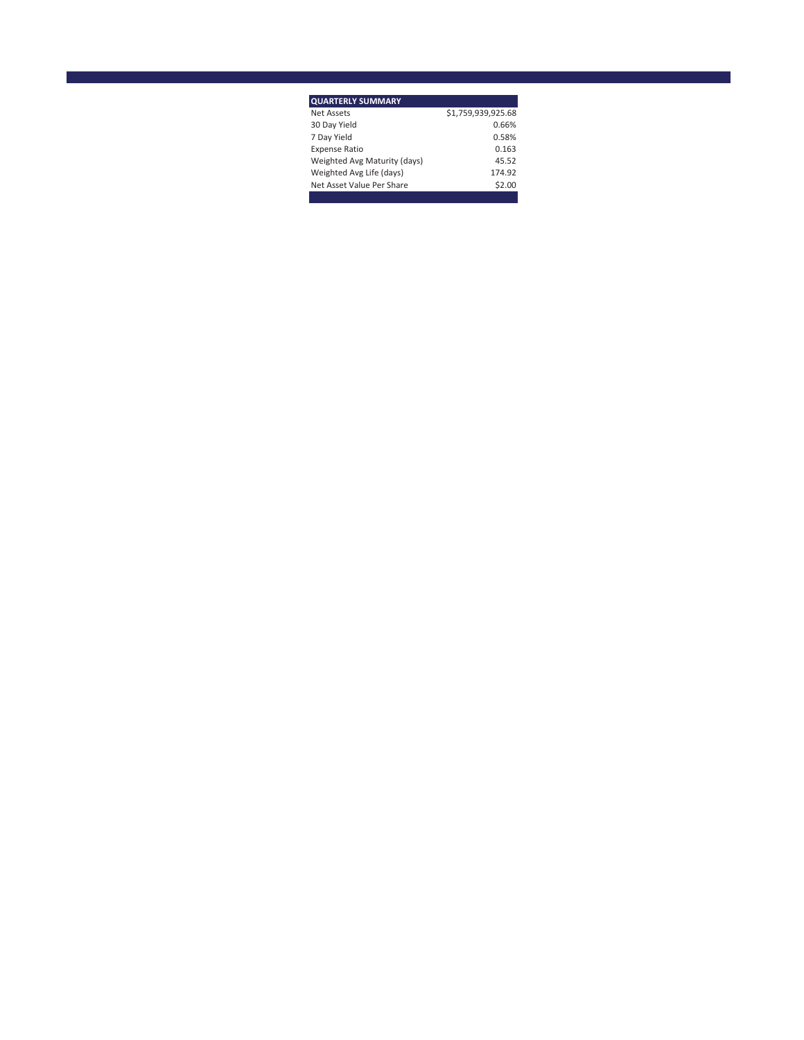| QUARTERLY SUMMARY | |
| --- | --- |
| Net Assets | $1,759,939,925.68 |
| 30 Day Yield | 0.66% |
| 7 Day Yield | 0.58% |
| Expense Ratio | 0.163 |
| Weighted Avg Maturity (days) | 45.52 |
| Weighted Avg Life (days) | 174.92 |
| Net Asset Value Per Share | $2.00 |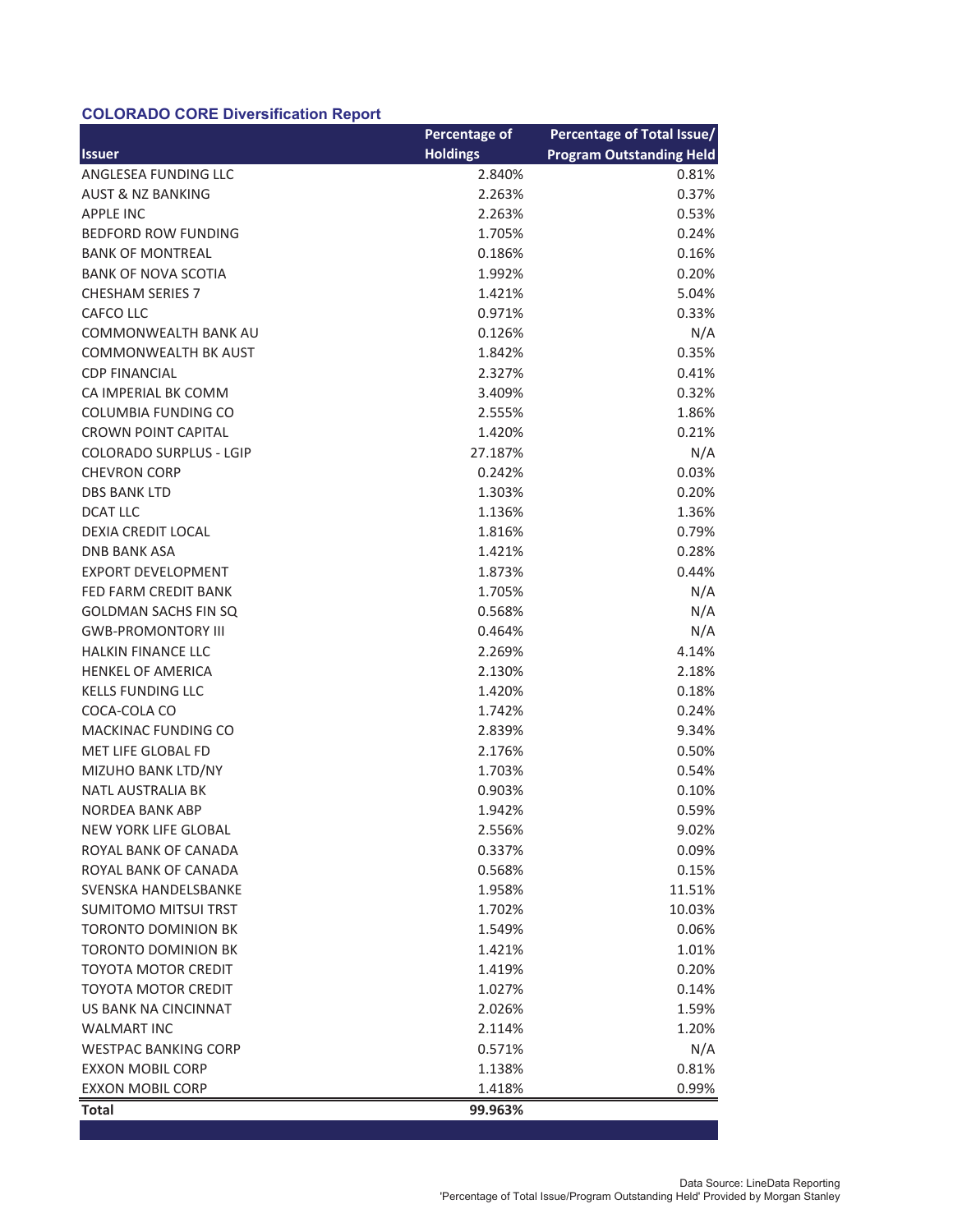## COLORADO CORE Diversification Report

| Issuer | Percentage of Holdings | Percentage of Total Issue/ Program Outstanding Held |
|---|---|---|
| ANGLESEA FUNDING LLC | 2.840% | 0.81% |
| AUST & NZ BANKING | 2.263% | 0.37% |
| APPLE INC | 2.263% | 0.53% |
| BEDFORD ROW FUNDING | 1.705% | 0.24% |
| BANK OF MONTREAL | 0.186% | 0.16% |
| BANK OF NOVA SCOTIA | 1.992% | 0.20% |
| CHESHAM SERIES 7 | 1.421% | 5.04% |
| CAFCO LLC | 0.971% | 0.33% |
| COMMONWEALTH BANK AU | 0.126% | N/A |
| COMMONWEALTH BK AUST | 1.842% | 0.35% |
| CDP FINANCIAL | 2.327% | 0.41% |
| CA IMPERIAL BK COMM | 3.409% | 0.32% |
| COLUMBIA FUNDING CO | 2.555% | 1.86% |
| CROWN POINT CAPITAL | 1.420% | 0.21% |
| COLORADO SURPLUS - LGIP | 27.187% | N/A |
| CHEVRON CORP | 0.242% | 0.03% |
| DBS BANK LTD | 1.303% | 0.20% |
| DCAT LLC | 1.136% | 1.36% |
| DEXIA CREDIT LOCAL | 1.816% | 0.79% |
| DNB BANK ASA | 1.421% | 0.28% |
| EXPORT DEVELOPMENT | 1.873% | 0.44% |
| FED FARM CREDIT BANK | 1.705% | N/A |
| GOLDMAN SACHS FIN SQ | 0.568% | N/A |
| GWB-PROMONTORY III | 0.464% | N/A |
| HALKIN FINANCE LLC | 2.269% | 4.14% |
| HENKEL OF AMERICA | 2.130% | 2.18% |
| KELLS FUNDING LLC | 1.420% | 0.18% |
| COCA-COLA CO | 1.742% | 0.24% |
| MACKINAC FUNDING CO | 2.839% | 9.34% |
| MET LIFE GLOBAL FD | 2.176% | 0.50% |
| MIZUHO BANK LTD/NY | 1.703% | 0.54% |
| NATL AUSTRALIA BK | 0.903% | 0.10% |
| NORDEA BANK ABP | 1.942% | 0.59% |
| NEW YORK LIFE GLOBAL | 2.556% | 9.02% |
| ROYAL BANK OF CANADA | 0.337% | 0.09% |
| ROYAL BANK OF CANADA | 0.568% | 0.15% |
| SVENSKA HANDELSBANKE | 1.958% | 11.51% |
| SUMITOMO MITSUI TRST | 1.702% | 10.03% |
| TORONTO DOMINION BK | 1.549% | 0.06% |
| TORONTO DOMINION BK | 1.421% | 1.01% |
| TOYOTA MOTOR CREDIT | 1.419% | 0.20% |
| TOYOTA MOTOR CREDIT | 1.027% | 0.14% |
| US BANK NA CINCINNAT | 2.026% | 1.59% |
| WALMART INC | 2.114% | 1.20% |
| WESTPAC BANKING CORP | 0.571% | N/A |
| EXXON MOBIL CORP | 1.138% | 0.81% |
| EXXON MOBIL CORP | 1.418% | 0.99% |
| **Total** | **99.963%** | |

Data Source: LineData Reporting
'Percentage of Total Issue/Program Outstanding Held' Provided by Morgan Stanley